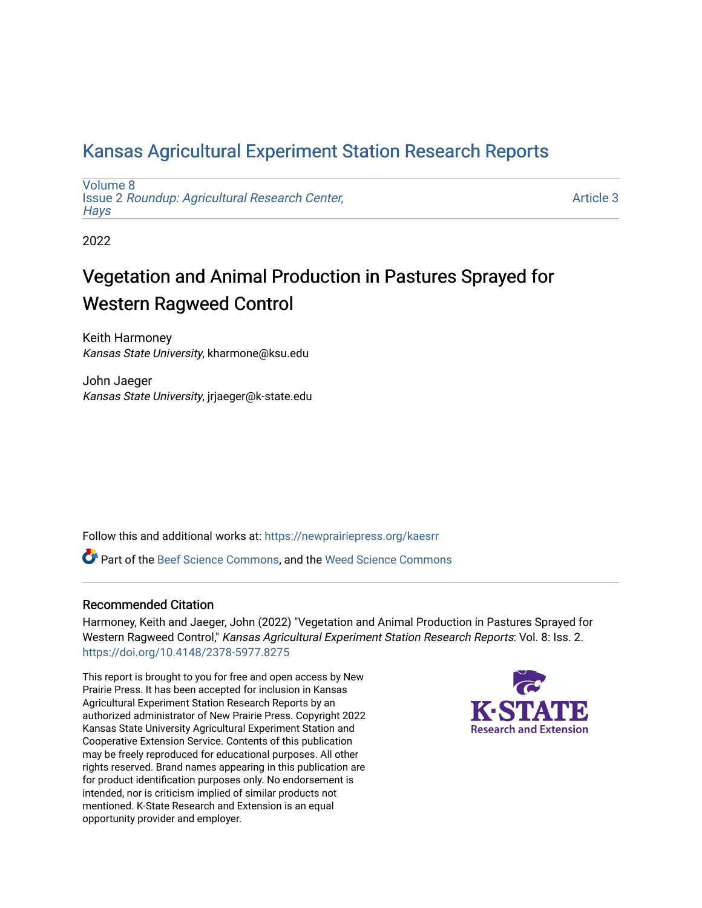# Kansas Agricultural Experiment Station Research Reports

Volume 8
Issue 2 *Roundup: Agricultural Research Center, Hays*

Article 3

2022

## Vegetation and Animal Production in Pastures Sprayed for Western Ragweed Control

Keith Harmoney
*Kansas State University*, kharmone@ksu.edu

John Jaeger
*Kansas State University*, jrjaeger@k-state.edu

Follow this and additional works at: https://newprairiepress.org/kaesrr

Part of the Beef Science Commons, and the Weed Science Commons

### Recommended Citation

Harmoney, Keith and Jaeger, John (2022) "Vegetation and Animal Production in Pastures Sprayed for Western Ragweed Control," *Kansas Agricultural Experiment Station Research Reports*: Vol. 8: Iss. 2. https://doi.org/10.4148/2378-5977.8275

This report is brought to you for free and open access by New Prairie Press. It has been accepted for inclusion in Kansas Agricultural Experiment Station Research Reports by an authorized administrator of New Prairie Press. Copyright 2022 Kansas State University Agricultural Experiment Station and Cooperative Extension Service. Contents of this publication may be freely reproduced for educational purposes. All other rights reserved. Brand names appearing in this publication are for product identification purposes only. No endorsement is intended, nor is criticism implied of similar products not mentioned. K-State Research and Extension is an equal opportunity provider and employer.

K·STATE Research and Extension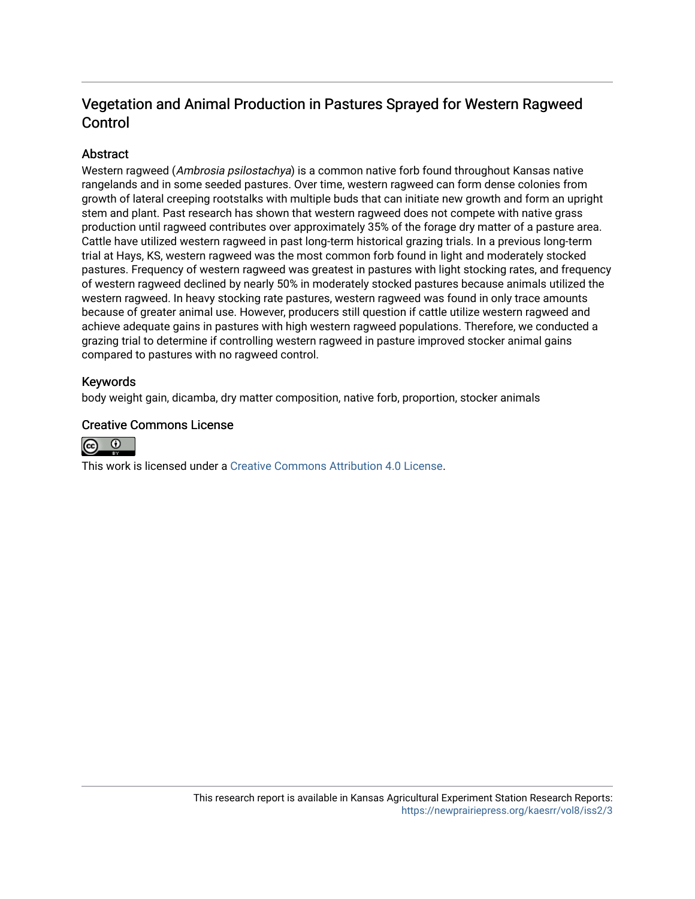# Vegetation and Animal Production in Pastures Sprayed for Western Ragweed Control

## Abstract

Western ragweed (*Ambrosia psilostachya*) is a common native forb found throughout Kansas native rangelands and in some seeded pastures. Over time, western ragweed can form dense colonies from growth of lateral creeping rootstalks with multiple buds that can initiate new growth and form an upright stem and plant. Past research has shown that western ragweed does not compete with native grass production until ragweed contributes over approximately 35% of the forage dry matter of a pasture area. Cattle have utilized western ragweed in past long-term historical grazing trials. In a previous long-term trial at Hays, KS, western ragweed was the most common forb found in light and moderately stocked pastures. Frequency of western ragweed was greatest in pastures with light stocking rates, and frequency of western ragweed declined by nearly 50% in moderately stocked pastures because animals utilized the western ragweed. In heavy stocking rate pastures, western ragweed was found in only trace amounts because of greater animal use. However, producers still question if cattle utilize western ragweed and achieve adequate gains in pastures with high western ragweed populations. Therefore, we conducted a grazing trial to determine if controlling western ragweed in pasture improved stocker animal gains compared to pastures with no ragweed control.

## Keywords

body weight gain, dicamba, dry matter composition, native forb, proportion, stocker animals

## Creative Commons License

This work is licensed under a Creative Commons Attribution 4.0 License.

This research report is available in Kansas Agricultural Experiment Station Research Reports: https://newprairiepress.org/kaesrr/vol8/iss2/3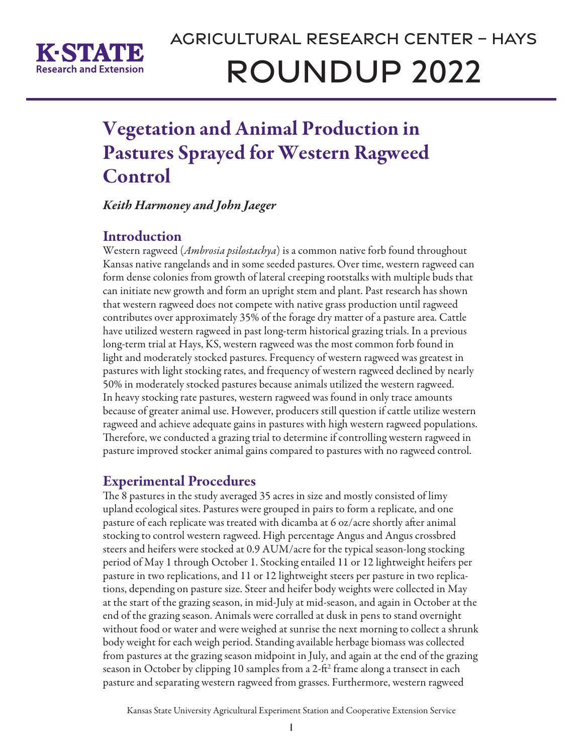# Vegetation and Animal Production in Pastures Sprayed for Western Ragweed Control

*Keith Harmoney and John Jaeger*

## Introduction

Western ragweed (*Ambrosia psilostachya*) is a common native forb found throughout Kansas native rangelands and in some seeded pastures. Over time, western ragweed can form dense colonies from growth of lateral creeping rootstalks with multiple buds that can initiate new growth and form an upright stem and plant. Past research has shown that western ragweed does not compete with native grass production until ragweed contributes over approximately 35% of the forage dry matter of a pasture area. Cattle have utilized western ragweed in past long-term historical grazing trials. In a previous long-term trial at Hays, KS, western ragweed was the most common forb found in light and moderately stocked pastures. Frequency of western ragweed was greatest in pastures with light stocking rates, and frequency of western ragweed declined by nearly 50% in moderately stocked pastures because animals utilized the western ragweed. In heavy stocking rate pastures, western ragweed was found in only trace amounts because of greater animal use. However, producers still question if cattle utilize western ragweed and achieve adequate gains in pastures with high western ragweed populations. Therefore, we conducted a grazing trial to determine if controlling western ragweed in pasture improved stocker animal gains compared to pastures with no ragweed control.

## Experimental Procedures

The 8 pastures in the study averaged 35 acres in size and mostly consisted of limy upland ecological sites. Pastures were grouped in pairs to form a replicate, and one pasture of each replicate was treated with dicamba at 6 oz/acre shortly after animal stocking to control western ragweed. High percentage Angus and Angus crossbred steers and heifers were stocked at 0.9 AUM/acre for the typical season-long stocking period of May 1 through October 1. Stocking entailed 11 or 12 lightweight heifers per pasture in two replications, and 11 or 12 lightweight steers per pasture in two replications, depending on pasture size. Steer and heifer body weights were collected in May at the start of the grazing season, in mid-July at mid-season, and again in October at the end of the grazing season. Animals were corralled at dusk in pens to stand overnight without food or water and were weighed at sunrise the next morning to collect a shrunk body weight for each weigh period. Standing available herbage biomass was collected from pastures at the grazing season midpoint in July, and again at the end of the grazing season in October by clipping 10 samples from a 2-ft$^2$ frame along a transect in each pasture and separating western ragweed from grasses. Furthermore, western ragweed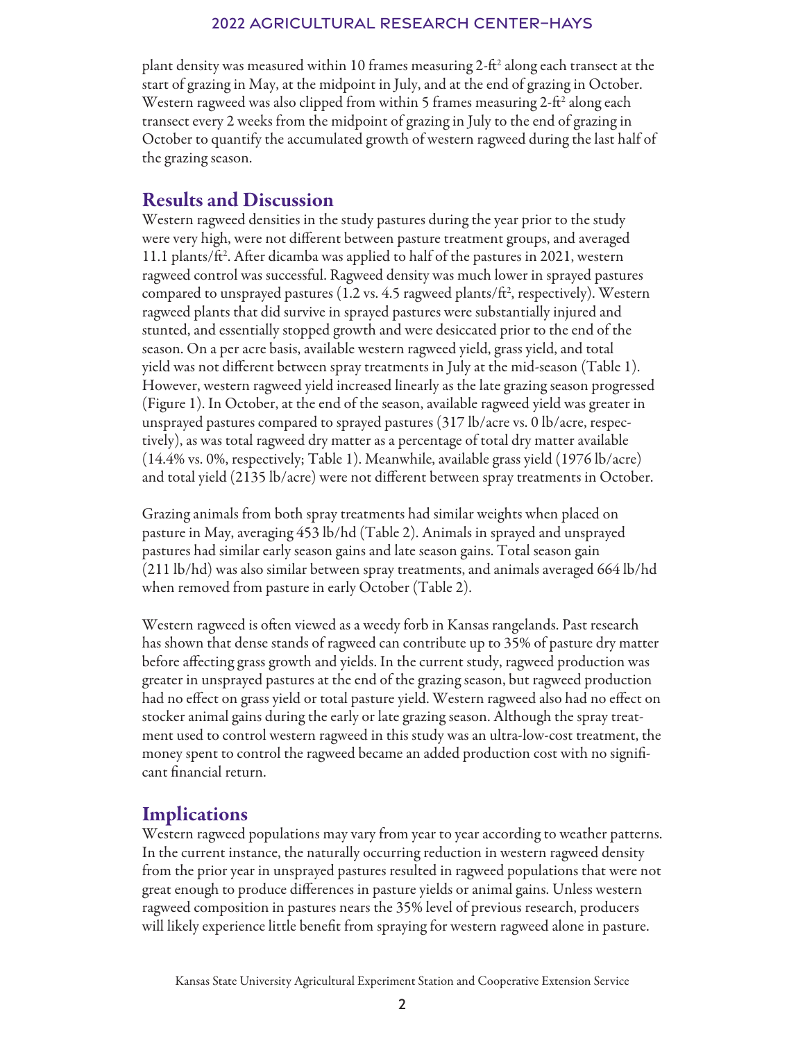plant density was measured within 10 frames measuring 2-ft$^2$ along each transect at the start of grazing in May, at the midpoint in July, and at the end of grazing in October. Western ragweed was also clipped from within 5 frames measuring 2-ft$^2$ along each transect every 2 weeks from the midpoint of grazing in July to the end of grazing in October to quantify the accumulated growth of western ragweed during the last half of the grazing season.

## Results and Discussion

Western ragweed densities in the study pastures during the year prior to the study were very high, were not different between pasture treatment groups, and averaged 11.1 plants/ft$^2$. After dicamba was applied to half of the pastures in 2021, western ragweed control was successful. Ragweed density was much lower in sprayed pastures compared to unsprayed pastures (1.2 vs. 4.5 ragweed plants/ft$^2$, respectively). Western ragweed plants that did survive in sprayed pastures were substantially injured and stunted, and essentially stopped growth and were desiccated prior to the end of the season. On a per acre basis, available western ragweed yield, grass yield, and total yield was not different between spray treatments in July at the mid-season (Table 1). However, western ragweed yield increased linearly as the late grazing season progressed (Figure 1). In October, at the end of the season, available ragweed yield was greater in unsprayed pastures compared to sprayed pastures (317 lb/acre vs. 0 lb/acre, respectively), as was total ragweed dry matter as a percentage of total dry matter available (14.4% vs. 0%, respectively; Table 1). Meanwhile, available grass yield (1976 lb/acre) and total yield (2135 lb/acre) were not different between spray treatments in October.

Grazing animals from both spray treatments had similar weights when placed on pasture in May, averaging 453 lb/hd (Table 2). Animals in sprayed and unsprayed pastures had similar early season gains and late season gains. Total season gain (211 lb/hd) was also similar between spray treatments, and animals averaged 664 lb/hd when removed from pasture in early October (Table 2).

Western ragweed is often viewed as a weedy forb in Kansas rangelands. Past research has shown that dense stands of ragweed can contribute up to 35% of pasture dry matter before affecting grass growth and yields. In the current study, ragweed production was greater in unsprayed pastures at the end of the grazing season, but ragweed production had no effect on grass yield or total pasture yield. Western ragweed also had no effect on stocker animal gains during the early or late grazing season. Although the spray treatment used to control western ragweed in this study was an ultra-low-cost treatment, the money spent to control the ragweed became an added production cost with no significant financial return.

## Implications

Western ragweed populations may vary from year to year according to weather patterns. In the current instance, the naturally occurring reduction in western ragweed density from the prior year in unsprayed pastures resulted in ragweed populations that were not great enough to produce differences in pasture yields or animal gains. Unless western ragweed composition in pastures nears the 35% level of previous research, producers will likely experience little benefit from spraying for western ragweed alone in pasture.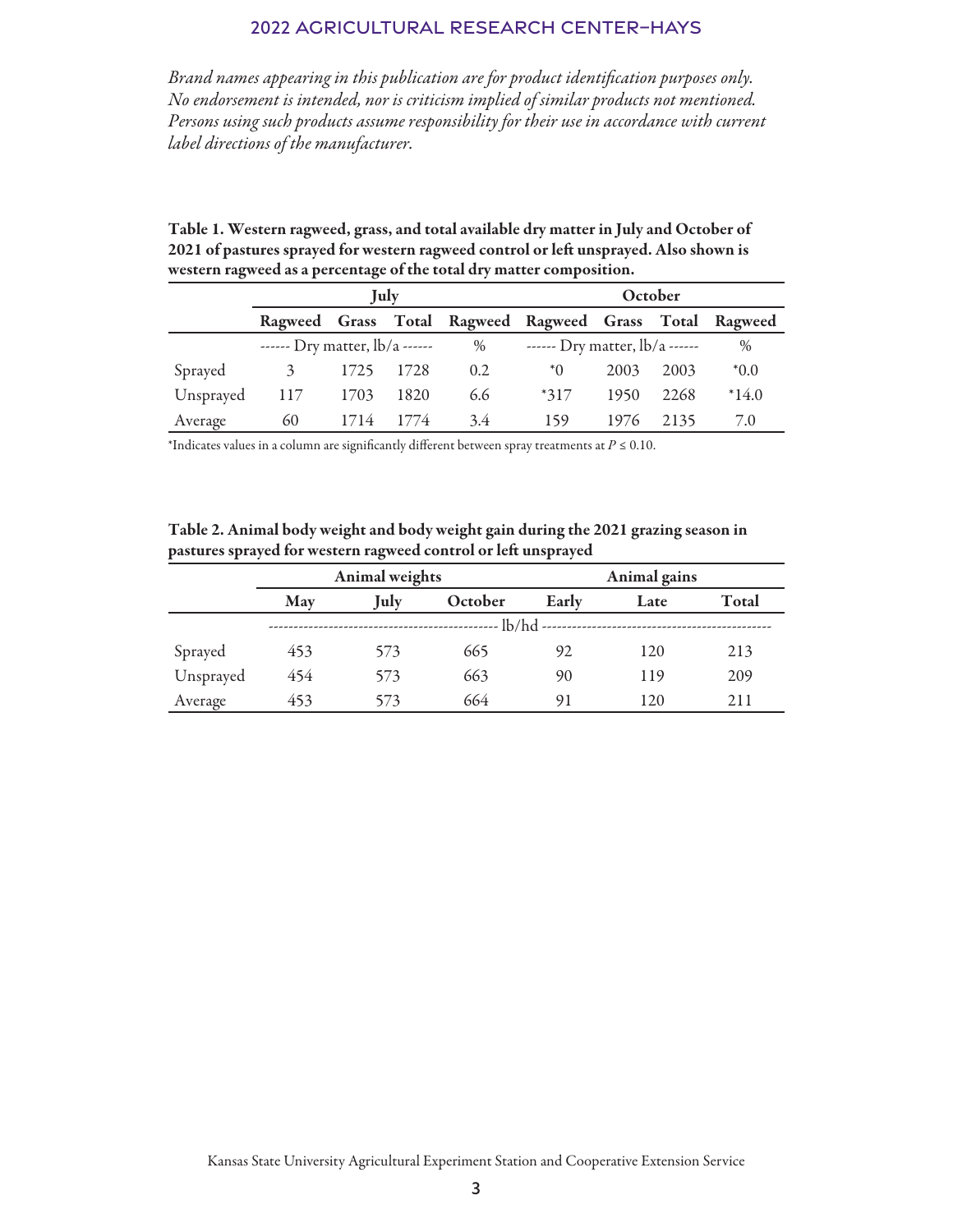*Brand names appearing in this publication are for product identification purposes only. No endorsement is intended, nor is criticism implied of similar products not mentioned. Persons using such products assume responsibility for their use in accordance with current label directions of the manufacturer.*

**Table 1. Western ragweed, grass, and total available dry matter in July and October of 2021 of pastures sprayed for western ragweed control or left unsprayed. Also shown is western ragweed as a percentage of the total dry matter composition.**

| | July | | | | October | | | |
|---|---|---|---|---|---|---|---|---|
| | Ragweed | Grass | Total | Ragweed | Ragweed | Grass | Total | Ragweed |
| | ------ Dry matter, lb/a ------ | | | % | ------ Dry matter, lb/a ------ | | | % |
| Sprayed | 3 | 1725 | 1728 | 0.2 | *0 | 2003 | 2003 | *0.0 |
| Unsprayed | 117 | 1703 | 1820 | 6.6 | *317 | 1950 | 2268 | *14.0 |
| Average | 60 | 1714 | 1774 | 3.4 | 159 | 1976 | 2135 | 7.0 |

*Indicates values in a column are significantly different between spray treatments at $P \leq 0.10$.

**Table 2. Animal body weight and body weight gain during the 2021 grazing season in pastures sprayed for western ragweed control or left unsprayed**

| | Animal weights | | | Animal gains | | |
|---|---|---|---|---|---|---|
| | May | July | October | Early | Late | Total |
| | ------------------------ lb/hd ------------------------ | | | | | |
| Sprayed | 453 | 573 | 665 | 92 | 120 | 213 |
| Unsprayed | 454 | 573 | 663 | 90 | 119 | 209 |
| Average | 453 | 573 | 664 | 91 | 120 | 211 |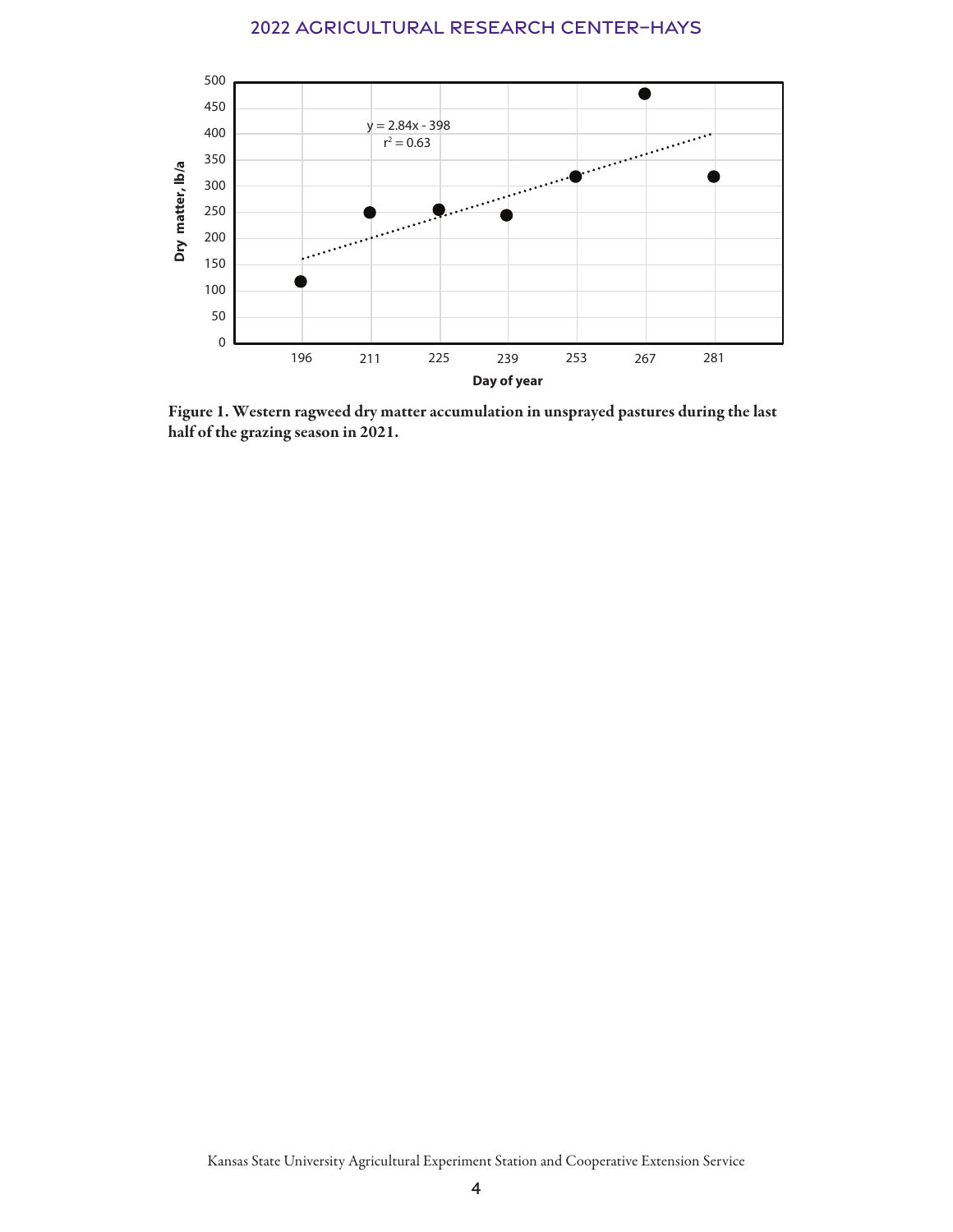y = 2.84x - 398

$r^2$ = 0.63

Dry matter, lb/a

500
450
400
350
300
250
200
150
100
50
0

196 211 225 239 253 267 281

Day of year

**Figure 1. Western ragweed dry matter accumulation in unsprayed pastures during the last half of the grazing season in 2021.**